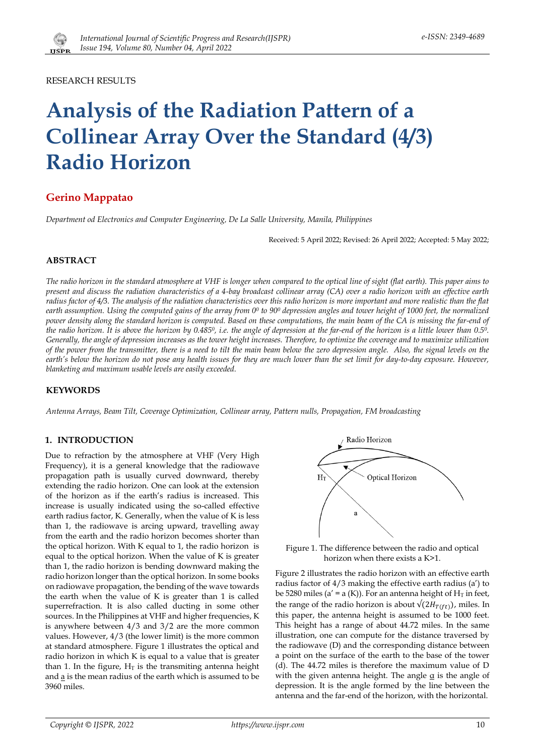RESEARCH RESULTS

# Analysis of the Radiation Pattern of a Collinear Array Over the Standard (4/3) Radio Horizon

**Gerino Mappatao**

*Department od Electronics and Computer Engineering, De La Salle University, Manila, Philippines*

Received: 5 April 2022; Revised: 26 April 2022; Accepted: 5 May 2022;

## ABSTRACT

*The radio horizon in the standard atmosphere at VHF is longer when compared to the optical line of sight (flat earth). This paper aims to present and discuss the radiation characteristics of a 4-bay broadcast collinear array (CA) over a radio horizon with an effective earth radius factor of 4/3. The analysis of the radiation characteristics over this radio horizon is more important and more realistic than the flat earth assumption. Using the computed gains of the array from $0^0$ to $90^0$ depression angles and tower height of 1000 feet, the normalized power density along the standard horizon is computed. Based on these computations, the main beam of the CA is missing the far-end of the radio horizon. It is above the horizon by $0.485^0$, i.e. the angle of depression at the far-end of the horizon is a little lower than $0.5^0$. Generally, the angle of depression increases as the tower height increases. Therefore, to optimize the coverage and to maximize utilization of the power from the transmitter, there is a need to tilt the main beam below the zero depression angle. Also, the signal levels on the earth's below the horizon do not pose any health issues for they are much lower than the set limit for day-to-day exposure. However, blanketing and maximum usable levels are easily exceeded.*

## KEYWORDS

*Antenna Arrays, Beam Tilt, Coverage Optimization, Collinear array, Pattern nulls, Propagation, FM broadcasting*

## 1. INTRODUCTION

Due to refraction by the atmosphere at VHF (Very High Frequency), it is a general knowledge that the radiowave propagation path is usually curved downward, thereby extending the radio horizon. One can look at the extension of the horizon as if the earth's radius is increased. This increase is usually indicated using the so-called effective earth radius factor, K. Generally, when the value of K is less than 1, the radiowave is arcing upward, travelling away from the earth and the radio horizon becomes shorter than the optical horizon. With K equal to 1, the radio horizon is equal to the optical horizon. When the value of K is greater than 1, the radio horizon is bending downward making the radio horizon longer than the optical horizon. In some books on radiowave propagation, the bending of the wave towards the earth when the value of K is greater than 1 is called superrefraction. It is also called ducting in some other sources. In the Philippines at VHF and higher frequencies, K is anywhere between 4/3 and 3/2 are the more common values. However, 4/3 (the lower limit) is the more common at standard atmosphere. Figure 1 illustrates the optical and radio horizon in which K is equal to a value that is greater than 1. In the figure, $H_T$ is the transmiting antenna height and a is the mean radius of the earth which is assumed to be 3960 miles.

Figure 1. The difference between the radio and optical horizon when there exists a K>1.

Figure 2 illustrates the radio horizon with an effective earth radius factor of 4/3 making the effective earth radius (a') to be 5280 miles (a' = a (K)). For an antenna height of $H_T$ in feet, the range of the radio horizon is about $\sqrt{(2H_{T(ft)})}$, miles. In this paper, the antenna height is assumed to be 1000 feet. This height has a range of about 44.72 miles. In the same illustration, one can compute for the distance traversed by the radiowave (D) and the corresponding distance between a point on the surface of the earth to the base of the tower (d). The 44.72 miles is therefore the maximum value of D with the given antenna height. The angle α is the angle of depression. It is the angle formed by the line between the antenna and the far-end of the horizon, with the horizontal.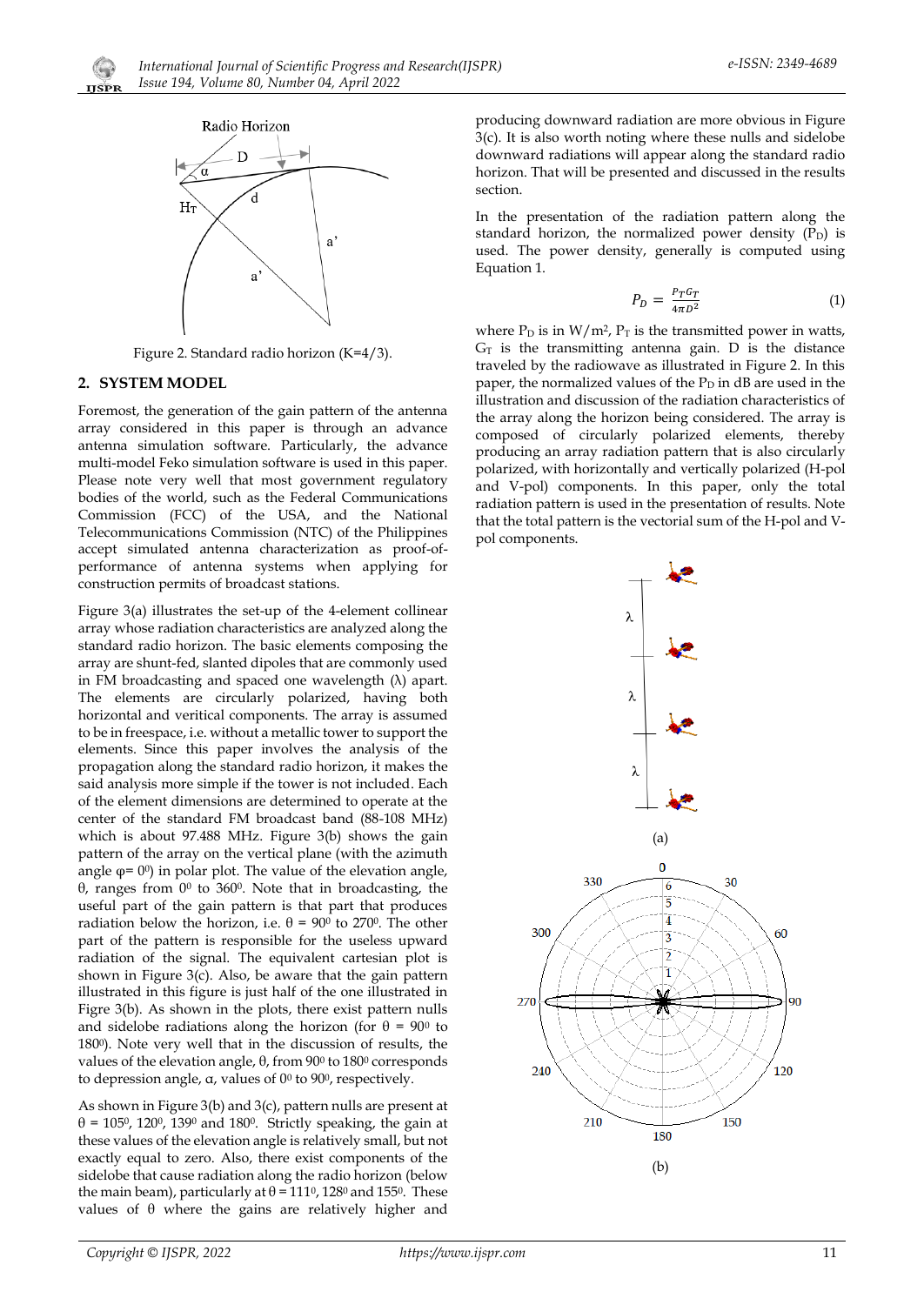Figure 2. Standard radio horizon (K=4/3).

## 2. SYSTEM MODEL

Foremost, the generation of the gain pattern of the antenna array considered in this paper is through an advance antenna simulation software. Particularly, the advance multi-model Feko simulation software is used in this paper. Please note very well that most government regulatory bodies of the world, such as the Federal Communications Commission (FCC) of the USA, and the National Telecommunications Commission (NTC) of the Philippines accept simulated antenna characterization as proof-of-performance of antenna systems when applying for construction permits of broadcast stations.

Figure 3(a) illustrates the set-up of the 4-element collinear array whose radiation characteristics are analyzed along the standard radio horizon. The basic elements composing the array are shunt-fed, slanted dipoles that are commonly used in FM broadcasting and spaced one wavelength (λ) apart. The elements are circularly polarized, having both horizontal and veritical components. The array is assumed to be in freespace, i.e. without a metallic tower to support the elements. Since this paper involves the analysis of the propagation along the standard radio horizon, it makes the said analysis more simple if the tower is not included. Each of the element dimensions are determined to operate at the center of the standard FM broadcast band (88-108 MHz) which is about 97.488 MHz. Figure 3(b) shows the gain pattern of the array on the vertical plane (with the azimuth angle $\varphi = 0^0$) in polar plot. The value of the elevation angle, θ, ranges from $0^0$ to $360^0$. Note that in broadcasting, the useful part of the gain pattern is that part that produces radiation below the horizon, i.e. θ = $90^0$ to $270^0$. The other part of the pattern is responsible for the useless upward radiation of the signal. The equivalent cartesian plot is shown in Figure 3(c). Also, be aware that the gain pattern illustrated in this figure is just half of the one illustrated in Figre 3(b). As shown in the plots, there exist pattern nulls and sidelobe radiations along the horizon (for θ = $90^0$ to $180^0$). Note very well that in the discussion of results, the values of the elevation angle, θ, from $90^0$ to $180^0$ corresponds to depression angle, α, values of $0^0$ to $90^0$, respectively.

As shown in Figure 3(b) and 3(c), pattern nulls are present at θ = $105^0$, $120^0$, $139^0$ and $180^0$. Strictly speaking, the gain at these values of the elevation angle is relatively small, but not exactly equal to zero. Also, there exist components of the sidelobe that cause radiation along the radio horizon (below the main beam), particularly at θ = $111^0$, $128^0$ and $155^0$. These values of θ where the gains are relatively higher and producing downward radiation are more obvious in Figure 3(c). It is also worth noting where these nulls and sidelobe downward radiations will appear along the standard radio horizon. That will be presented and discussed in the results section.

In the presentation of the radiation pattern along the standard horizon, the normalized power density ($P_D$) is used. The power density, generally is computed using Equation 1.

$$P_D = \frac{P_T G_T}{4\pi D^2} \quad (1)$$

where $P_D$ is in W/m², $P_T$ is the transmitted power in watts, $G_T$ is the transmitting antenna gain. D is the distance traveled by the radiowave as illustrated in Figure 2. In this paper, the normalized values of the $P_D$ in dB are used in the illustration and discussion of the radiation characteristics of the array along the horizon being considered. The array is composed of circularly polarized elements, thereby producing an array radiation pattern that is also circularly polarized, with horizontally and vertically polarized (H-pol and V-pol) components. In this paper, only the total radiation pattern is used in the presentation of results. Note that the total pattern is the vectorial sum of the H-pol and V-pol components.

(a)

(b)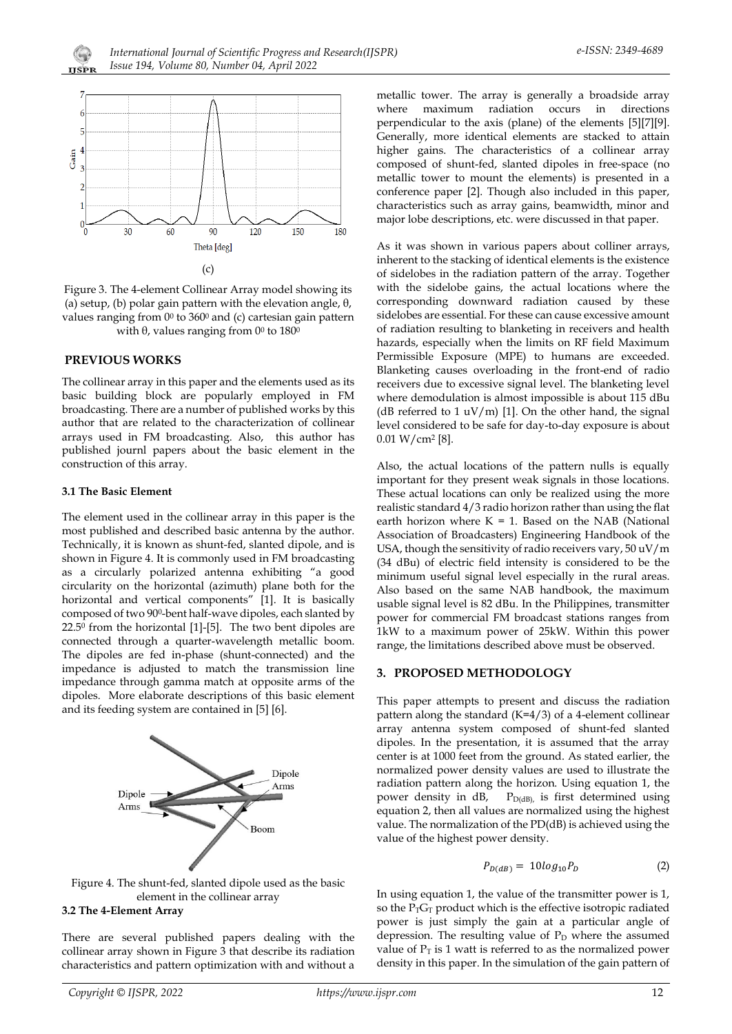(c)

Figure 3. The 4-element Collinear Array model showing its (a) setup, (b) polar gain pattern with the elevation angle, θ, values ranging from $0^0$ to $360^0$ and (c) cartesian gain pattern with θ, values ranging from $0^0$ to $180^0$

## PREVIOUS WORKS

The collinear array in this paper and the elements used as its basic building block are popularly employed in FM broadcasting. There are a number of published works by this author that are related to the characterization of collinear arrays used in FM broadcasting. Also, this author has published journl papers about the basic element in the construction of this array.

### 3.1 The Basic Element

The element used in the collinear array in this paper is the most published and described basic antenna by the author. Technically, it is known as shunt-fed, slanted dipole, and is shown in Figure 4. It is commonly used in FM broadcasting as a circularly polarized antenna exhibiting "a good circularity on the horizontal (azimuth) plane both for the horizontal and vertical components" [1]. It is basically composed of two $90^0$-bent half-wave dipoles, each slanted by $22.5^0$ from the horizontal [1]-[5]. The two bent dipoles are connected through a quarter-wavelength metallic boom. The dipoles are fed in-phase (shunt-connected) and the impedance is adjusted to match the transmission line impedance through gamma match at opposite arms of the dipoles. More elaborate descriptions of this basic element and its feeding system are contained in [5] [6].

Figure 4. The shunt-fed, slanted dipole used as the basic element in the collinear array

### 3.2 The 4-Element Array

There are several published papers dealing with the collinear array shown in Figure 3 that describe its radiation characteristics and pattern optimization with and without a metallic tower. The array is generally a broadside array where maximum radiation occurs in directions perpendicular to the axis (plane) of the elements [5][7][9]. Generally, more identical elements are stacked to attain higher gains. The characteristics of a collinear array composed of shunt-fed, slanted dipoles in free-space (no metallic tower to mount the elements) is presented in a conference paper [2]. Though also included in this paper, characteristics such as array gains, beamwidth, minor and major lobe descriptions, etc. were discussed in that paper.

As it was shown in various papers about colliner arrays, inherent to the stacking of identical elements is the existence of sidelobes in the radiation pattern of the array. Together with the sidelobe gains, the actual locations where the corresponding downward radiation caused by these sidelobes are essential. For these can cause excessive amount of radiation resulting to blanketing in receivers and health hazards, especially when the limits on RF field Maximum Permissible Exposure (MPE) to humans are exceeded. Blanketing causes overloading in the front-end of radio receivers due to excessive signal level. The blanketing level where demodulation is almost impossible is about 115 dBu (dB referred to 1 uV/m) [1]. On the other hand, the signal level considered to be safe for day-to-day exposure is about 0.01 W/cm$^2$ [8].

Also, the actual locations of the pattern nulls is equally important for they present weak signals in those locations. These actual locations can only be realized using the more realistic standard 4/3 radio horizon rather than using the flat earth horizon where K = 1. Based on the NAB (National Association of Broadcasters) Engineering Handbook of the USA, though the sensitivity of radio receivers vary, 50 uV/m (34 dBu) of electric field intensity is considered to be the minimum useful signal level especially in the rural areas. Also based on the same NAB handbook, the maximum usable signal level is 82 dBu. In the Philippines, transmitter power for commercial FM broadcast stations ranges from 1kW to a maximum power of 25kW. Within this power range, the limitations described above must be observed.

## 3. PROPOSED METHODOLOGY

This paper attempts to present and discuss the radiation pattern along the standard (K=4/3) of a 4-element collinear array antenna system composed of shunt-fed slanted dipoles. In the presentation, it is assumed that the array center is at 1000 feet from the ground. As stated earlier, the normalized power density values are used to illustrate the radiation pattern along the horizon. Using equation 1, the power density in dB, $P_{D(dB)}$, is first determined using equation 2, then all values are normalized using the highest value. The normalization of the PD(dB) is achieved using the value of the highest power density.

$$P_{D(dB)} = 10log_{10}P_D \qquad (2)$$

In using equation 1, the value of the transmitter power is 1, so the $P_TG_T$ product which is the effective isotropic radiated power is just simply the gain at a particular angle of depression. The resulting value of $P_D$ where the assumed value of $P_T$ is 1 watt is referred to as the normalized power density in this paper. In the simulation of the gain pattern of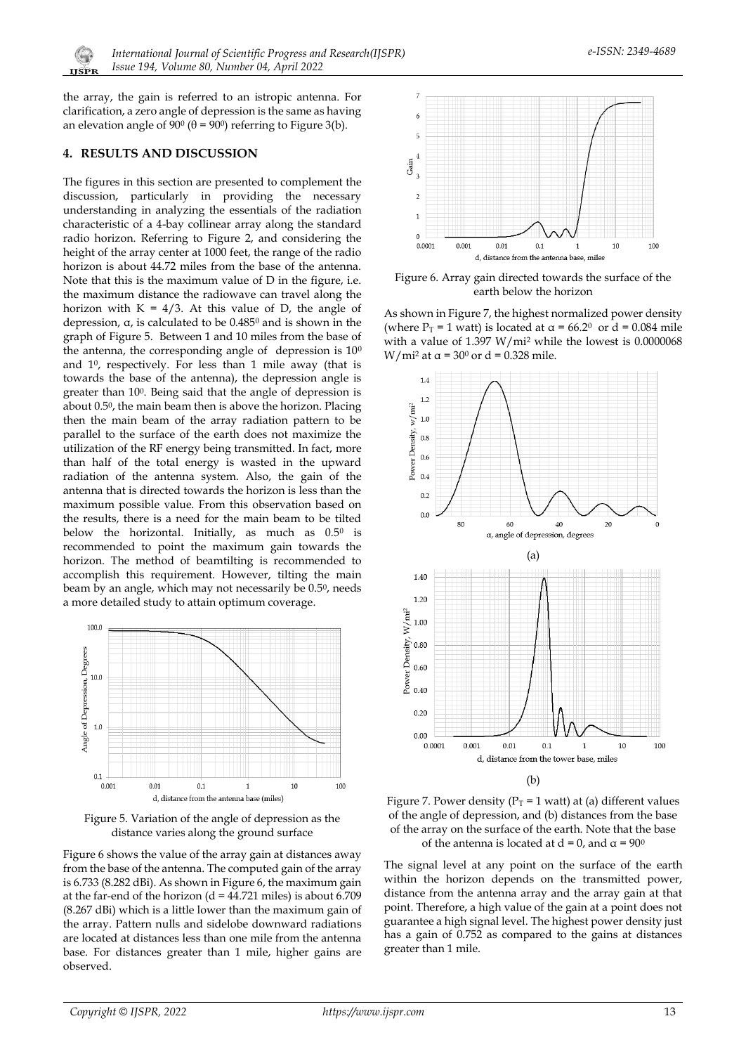the array, the gain is referred to an istropic antenna. For clarification, a zero angle of depression is the same as having an elevation angle of $90^0$ ($\theta = 90^0$) referring to Figure 3(b).

## 4. RESULTS AND DISCUSSION

The figures in this section are presented to complement the discussion, particularly in providing the necessary understanding in analyzing the essentials of the radiation characteristic of a 4-bay collinear array along the standard radio horizon. Referring to Figure 2, and considering the height of the array center at 1000 feet, the range of the radio horizon is about 44.72 miles from the base of the antenna. Note that this is the maximum value of D in the figure, i.e. the maximum distance the radiowave can travel along the horizon with K = 4/3. At this value of D, the angle of depression, α, is calculated to be $0.485^0$ and is shown in the graph of Figure 5. Between 1 and 10 miles from the base of the antenna, the corresponding angle of depression is $10^0$ and $1^0$, respectively. For less than 1 mile away (that is towards the base of the antenna), the depression angle is greater than $10^0$. Being said that the angle of depression is about $0.5^0$, the main beam then is above the horizon. Placing then the main beam of the array radiation pattern to be parallel to the surface of the earth does not maximize the utilization of the RF energy being transmitted. In fact, more than half of the total energy is wasted in the upward radiation of the antenna system. Also, the gain of the antenna that is directed towards the horizon is less than the maximum possible value. From this observation based on the results, there is a need for the main beam to be tilted below the horizontal. Initially, as much as $0.5^0$ is recommended to point the maximum gain towards the horizon. The method of beamtilting is recommended to accomplish this requirement. However, tilting the main beam by an angle, which may not necessarily be $0.5^0$, needs a more detailed study to attain optimum coverage.

Figure 5. Variation of the angle of depression as the distance varies along the ground surface

Figure 6 shows the value of the array gain at distances away from the base of the antenna. The computed gain of the array is 6.733 (8.282 dBi). As shown in Figure 6, the maximum gain at the far-end of the horizon (d = 44.721 miles) is about 6.709 (8.267 dBi) which is a little lower than the maximum gain of the array. Pattern nulls and sidelobe downward radiations are located at distances less than one mile from the antenna base. For distances greater than 1 mile, higher gains are observed.

Figure 6. Array gain directed towards the surface of the earth below the horizon

As shown in Figure 7, the highest normalized power density (where $P_T$ = 1 watt) is located at $\alpha = 66.2^0$ or d = 0.084 mile with a value of 1.397 W/mi$^2$ while the lowest is 0.0000068 W/mi$^2$ at $\alpha = 30^0$ or d = 0.328 mile.

(a)

(b)

Figure 7. Power density ($P_T$ = 1 watt) at (a) different values of the angle of depression, and (b) distances from the base of the array on the surface of the earth. Note that the base of the antenna is located at d = 0, and $\alpha = 90^0$

The signal level at any point on the surface of the earth within the horizon depends on the transmitted power, distance from the antenna array and the array gain at that point. Therefore, a high value of the gain at a point does not guarantee a high signal level. The highest power density just has a gain of 0.752 as compared to the gains at distances greater than 1 mile.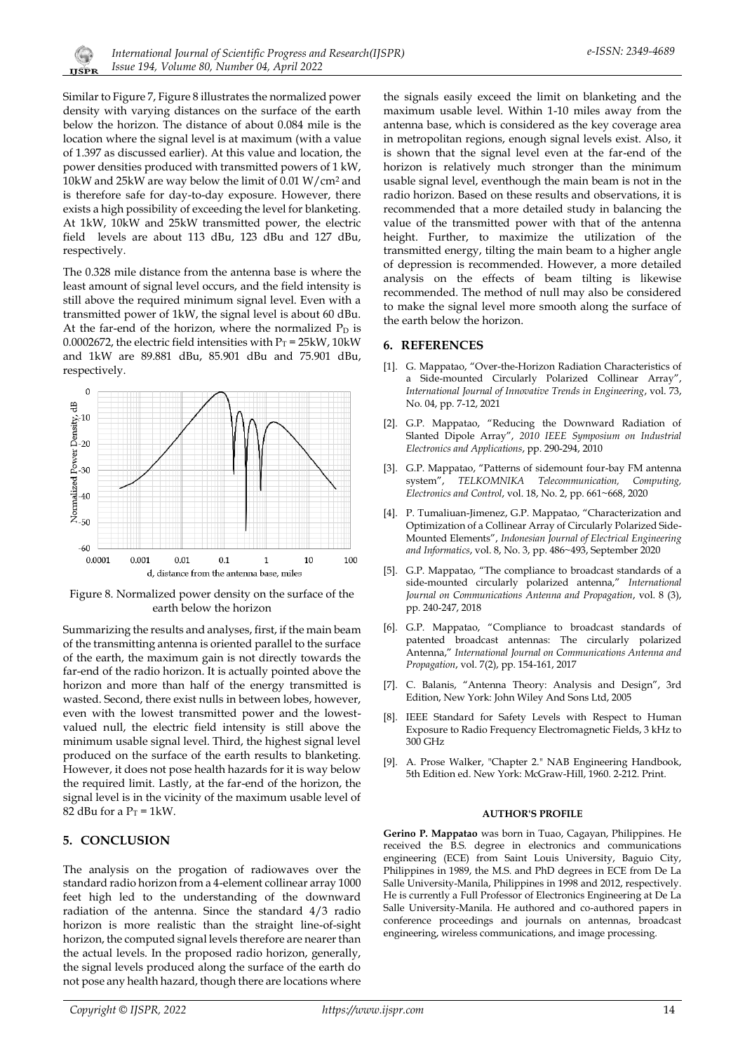Similar to Figure 7, Figure 8 illustrates the normalized power density with varying distances on the surface of the earth below the horizon. The distance of about 0.084 mile is the location where the signal level is at maximum (with a value of 1.397 as discussed earlier). At this value and location, the power densities produced with transmitted powers of 1 kW, 10kW and 25kW are way below the limit of 0.01 W/cm² and is therefore safe for day-to-day exposure. However, there exists a high possibility of exceeding the level for blanketing. At 1kW, 10kW and 25kW transmitted power, the electric field levels are about 113 dBu, 123 dBu and 127 dBu, respectively.

The 0.328 mile distance from the antenna base is where the least amount of signal level occurs, and the field intensity is still above the required minimum signal level. Even with a transmitted power of 1kW, the signal level is about 60 dBu. At the far-end of the horizon, where the normalized $P_D$ is 0.0002672, the electric field intensities with $P_T$ = 25kW, 10kW and 1kW are 89.881 dBu, 85.901 dBu and 75.901 dBu, respectively.

Normalized Power Density, dB

0
-10
-20
-30
-40
-50
-60

0.0001 0.001 0.01 0.1 1 10 100

d, distance from the antenna base, miles

Figure 8. Normalized power density on the surface of the earth below the horizon

Summarizing the results and analyses, first, if the main beam of the transmitting antenna is oriented parallel to the surface of the earth, the maximum gain is not directly towards the far-end of the radio horizon. It is actually pointed above the horizon and more than half of the energy transmitted is wasted. Second, there exist nulls in between lobes, however, even with the lowest transmitted power and the lowest-valued null, the electric field intensity is still above the minimum usable signal level. Third, the highest signal level produced on the surface of the earth results to blanketing. However, it does not pose health hazards for it is way below the required limit. Lastly, at the far-end of the horizon, the signal level is in the vicinity of the maximum usable level of 82 dBu for a $P_T$ = 1kW.

## 5. CONCLUSION

The analysis on the progation of radiowaves over the standard radio horizon from a 4-element collinear array 1000 feet high led to the understanding of the downward radiation of the antenna. Since the standard 4/3 radio horizon is more realistic than the straight line-of-sight horizon, the computed signal levels therefore are nearer than the actual levels. In the proposed radio horizon, generally, the signal levels produced along the surface of the earth do not pose any health hazard, though there are locations where the signals easily exceed the limit on blanketing and the maximum usable level. Within 1-10 miles away from the antenna base, which is considered as the key coverage area in metropolitan regions, enough signal levels exist. Also, it is shown that the signal level even at the far-end of the horizon is relatively much stronger than the minimum usable signal level, eventhough the main beam is not in the radio horizon. Based on these results and observations, it is recommended that a more detailed study in balancing the value of the transmitted power with that of the antenna height. Further, to maximize the utilization of the transmitted energy, tilting the main beam to a higher angle of depression is recommended. However, a more detailed analysis on the effects of beam tilting is likewise recommended. The method of null may also be considered to make the signal level more smooth along the surface of the earth below the horizon.

## 6. REFERENCES

[1]. G. Mappatao, "Over-the-Horizon Radiation Characteristics of a Side-mounted Circularly Polarized Collinear Array", *International Journal of Innovative Trends in Engineering*, vol. 73, No. 04, pp. 7-12, 2021

[2]. G.P. Mappatao, "Reducing the Downward Radiation of Slanted Dipole Array", *2010 IEEE Symposium on Industrial Electronics and Applications*, pp. 290-294, 2010

[3]. G.P. Mappatao, "Patterns of sidemount four-bay FM antenna system", *TELKOMNIKA Telecommunication, Computing, Electronics and Control*, vol. 18, No. 2, pp. 661~668, 2020

[4]. P. Tumaliuan-Jimenez, G.P. Mappatao, "Characterization and Optimization of a Collinear Array of Circularly Polarized Side-Mounted Elements", *Indonesian Journal of Electrical Engineering and Informatics*, vol. 8, No. 3, pp. 486~493, September 2020

[5]. G.P. Mappatao, "The compliance to broadcast standards of a side-mounted circularly polarized antenna," *International Journal on Communications Antenna and Propagation*, vol. 8 (3), pp. 240-247, 2018

[6]. G.P. Mappatao, "Compliance to broadcast standards of patented broadcast antennas: The circularly polarized Antenna," *International Journal on Communications Antenna and Propagation*, vol. 7(2), pp. 154-161, 2017

[7]. C. Balanis, "Antenna Theory: Analysis and Design", 3rd Edition, New York: John Wiley And Sons Ltd, 2005

[8]. IEEE Standard for Safety Levels with Respect to Human Exposure to Radio Frequency Electromagnetic Fields, 3 kHz to 300 GHz

[9]. A. Prose Walker, "Chapter 2." NAB Engineering Handbook, 5th Edition ed. New York: McGraw-Hill, 1960. 2-212. Print.

#### AUTHOR'S PROFILE

**Gerino P. Mappatao** was born in Tuao, Cagayan, Philippines. He received the B.S. degree in electronics and communications engineering (ECE) from Saint Louis University, Baguio City, Philippines in 1989, the M.S. and PhD degrees in ECE from De La Salle University-Manila, Philippines in 1998 and 2012, respectively. He is currently a Full Professor of Electronics Engineering at De La Salle University-Manila. He authored and co-authored papers in conference proceedings and journals on antennas, broadcast engineering, wireless communications, and image processing.